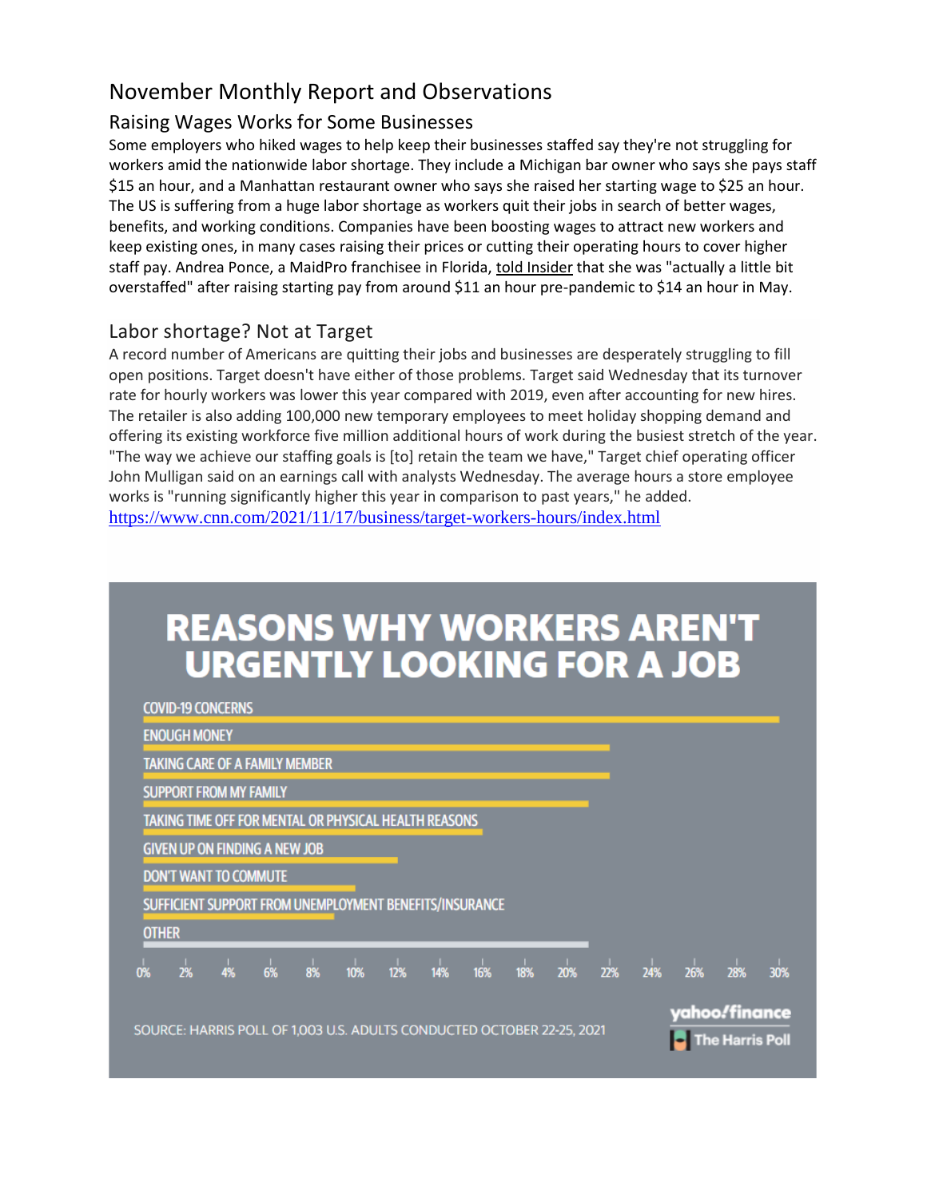# November Monthly Report and Observations

## Raising Wages Works for Some Businesses

Some employers who hiked wages to help keep their businesses staffed say they're not struggling for workers amid the nationwide labor shortage. They include a Michigan bar owner who says she pays staff $15 an hour, and a Manhattan restaurant owner who says she raised her starting wage to $25 an hour. The US is suffering from a huge labor shortage as workers quit their jobs in search of better wages, benefits, and working conditions. Companies have been boosting wages to attract new workers and keep existing ones, in many cases raising their prices or cutting their operating hours to cover higher staff pay. Andrea Ponce, a MaidPro franchisee in Florida, told Insider that she was "actually a little bit overstaffed" after raising starting pay from around $11 an hour pre-pandemic to $14 an hour in May.

## Labor shortage? Not at Target

A record number of Americans are quitting their jobs and businesses are desperately struggling to fill open positions. Target doesn't have either of those problems. Target said Wednesday that its turnover rate for hourly workers was lower this year compared with 2019, even after accounting for new hires. The retailer is also adding 100,000 new temporary employees to meet holiday shopping demand and offering its existing workforce five million additional hours of work during the busiest stretch of the year. "The way we achieve our staffing goals is [to] retain the team we have," Target chief operating officer John Mulligan said on an earnings call with analysts Wednesday. The average hours a store employee works is "running significantly higher this year in comparison to past years," he added.
https://www.cnn.com/2021/11/17/business/target-workers-hours/index.html

**REASONS WHY WORKERS AREN'T URGENTLY LOOKING FOR A JOB**

- COVID-19 CONCERNS
- ENOUGH MONEY
- TAKING CARE OF A FAMILY MEMBER
- SUPPORT FROM MY FAMILY
- TAKING TIME OFF FOR MENTAL OR PHYSICAL HEALTH REASONS
- GIVEN UP ON FINDING A NEW JOB
- DON'T WANT TO COMMUTE
- SUFFICIENT SUPPORT FROM UNEMPLOYMENT BENEFITS/INSURANCE
- OTHER

0% 2% 4% 6% 8% 10% 12% 14% 16% 18% 20% 22% 24% 26% 28% 30%

SOURCE: HARRIS POLL OF 1,003 U.S. ADULTS CONDUCTED OCTOBER 22-25, 2021

yahoo!finance | The Harris Poll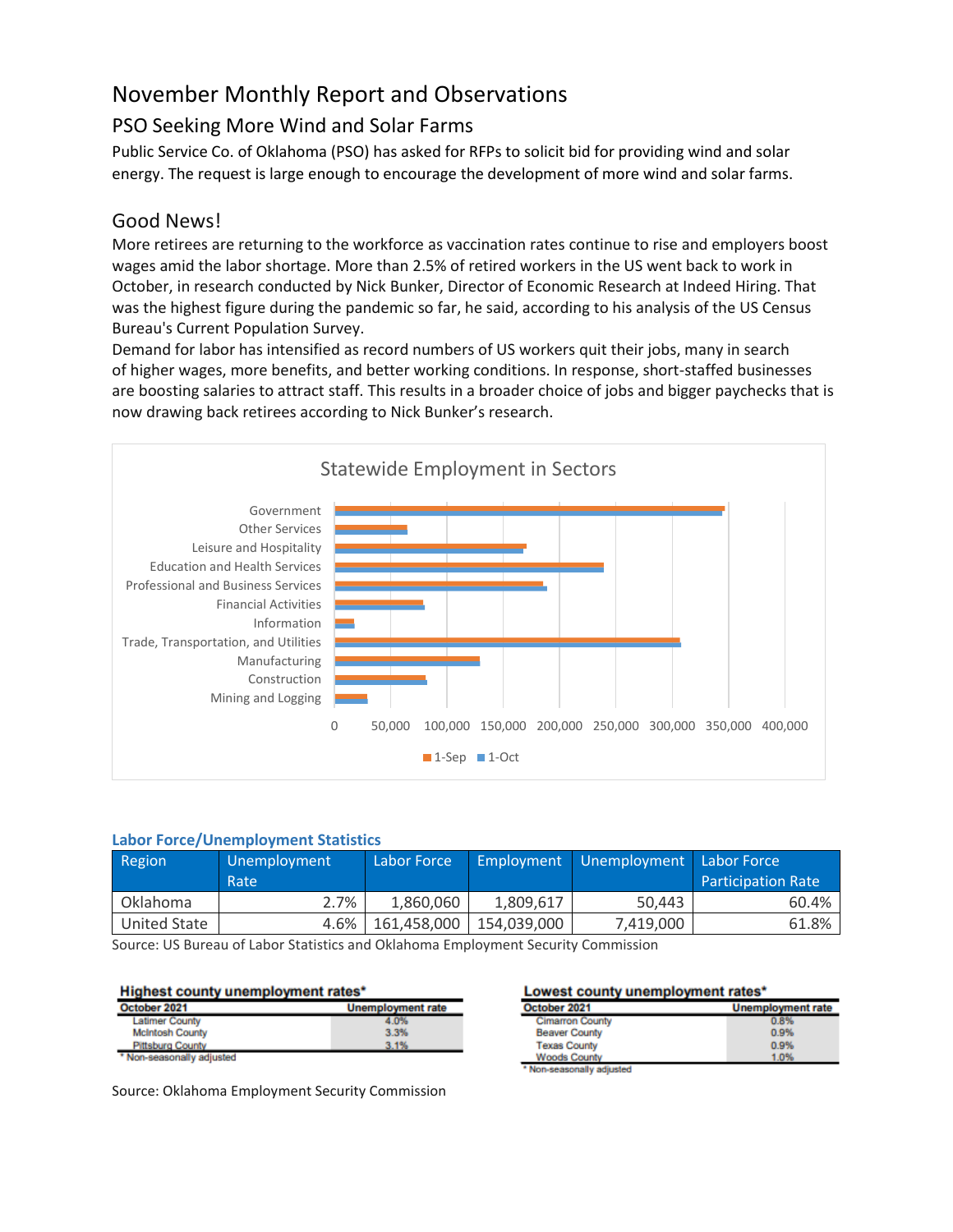# November Monthly Report and Observations

## PSO Seeking More Wind and Solar Farms

Public Service Co. of Oklahoma (PSO) has asked for RFPs to solicit bid for providing wind and solar energy. The request is large enough to encourage the development of more wind and solar farms.

## Good News!

More retirees are returning to the workforce as vaccination rates continue to rise and employers boost wages amid the labor shortage. More than 2.5% of retired workers in the US went back to work in October, in research conducted by Nick Bunker, Director of Economic Research at Indeed Hiring. That was the highest figure during the pandemic so far, he said, according to his analysis of the US Census Bureau's Current Population Survey.

Demand for labor has intensified as record numbers of US workers quit their jobs, many in search of higher wages, more benefits, and better working conditions. In response, short-staffed businesses are boosting salaries to attract staff. This results in a broader choice of jobs and bigger paychecks that is now drawing back retirees according to Nick Bunker's research.

Statewide Employment in Sectors

Government
Other Services
Leisure and Hospitality
Education and Health Services
Professional and Business Services
Financial Activities
Information
Trade, Transportation, and Utilities
Manufacturing
Construction
Mining and Logging

0 50,000 100,000 150,000 200,000 250,000 300,000 350,000 400,000

1-Sep 1-Oct

**Labor Force/Unemployment Statistics**

| Region | Unemployment Rate | Labor Force | Employment | Unemployment | Labor Force Participation Rate |
|---|---|---|---|---|---|
| Oklahoma | 2.7% | 1,860,060 | 1,809,617 | 50,443 | 60.4% |
| United State | 4.6% | 161,458,000 | 154,039,000 | 7,419,000 | 61.8% |

Source: US Bureau of Labor Statistics and Oklahoma Employment Security Commission

**Highest county unemployment rates***

| October 2021 | Unemployment rate |
|---|---|
| Latimer County | 4.0% |
| McIntosh County | 3.3% |
| Pittsburg County | 3.1% |

\* Non-seasonally adjusted

**Lowest county unemployment rates***

| October 2021 | Unemployment rate |
|---|---|
| Cimarron County | 0.8% |
| Beaver County | 0.9% |
| Texas County | 0.9% |
| Woods County | 1.0% |

\* Non-seasonally adjusted

Source: Oklahoma Employment Security Commission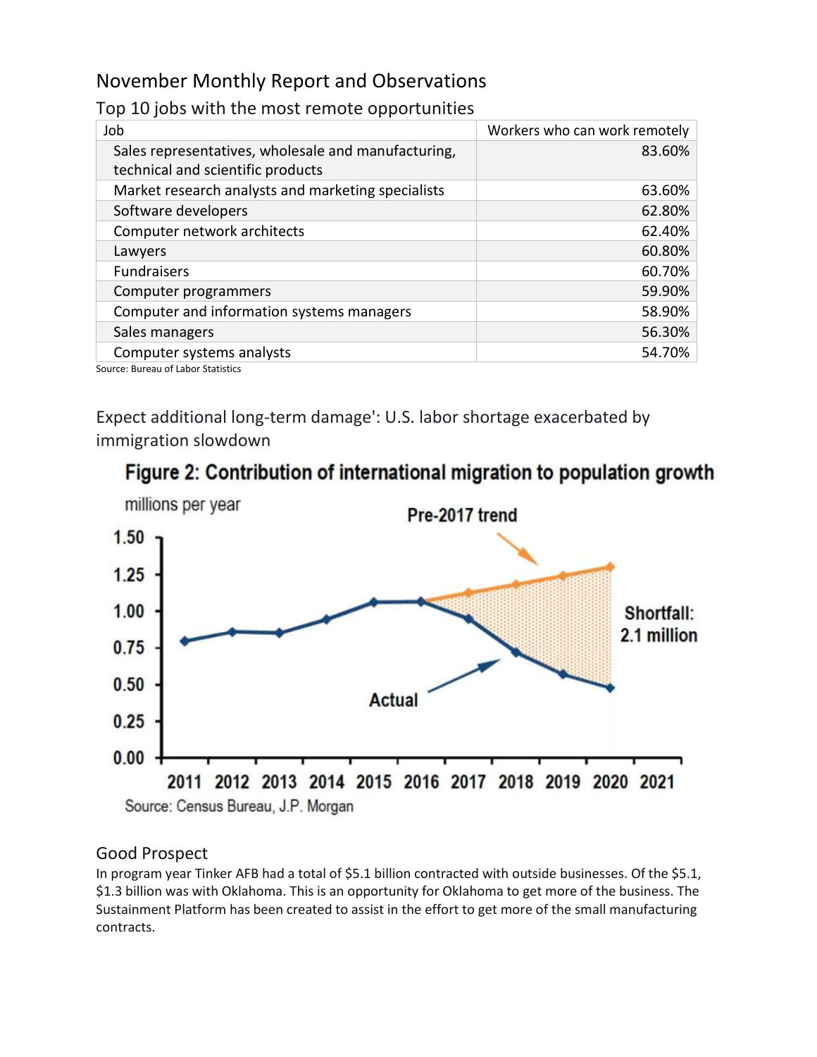## November Monthly Report and Observations

### Top 10 jobs with the most remote opportunities

| Job | Workers who can work remotely |
|---|---|
| Sales representatives, wholesale and manufacturing, technical and scientific products | 83.60% |
| Market research analysts and marketing specialists | 63.60% |
| Software developers | 62.80% |
| Computer network architects | 62.40% |
| Lawyers | 60.80% |
| Fundraisers | 60.70% |
| Computer programmers | 59.90% |
| Computer and information systems managers | 58.90% |
| Sales managers | 56.30% |
| Computer systems analysts | 54.70% |

Source: Bureau of Labor Statistics

### Expect additional long-term damage': U.S. labor shortage exacerbated by immigration slowdown

**Figure 2: Contribution of international migration to population growth**

Source: Census Bureau, J.P. Morgan

### Good Prospect

In program year Tinker AFB had a total of $5.1 billion contracted with outside businesses. Of the $5.1, $1.3 billion was with Oklahoma. This is an opportunity for Oklahoma to get more of the business. The Sustainment Platform has been created to assist in the effort to get more of the small manufacturing contracts.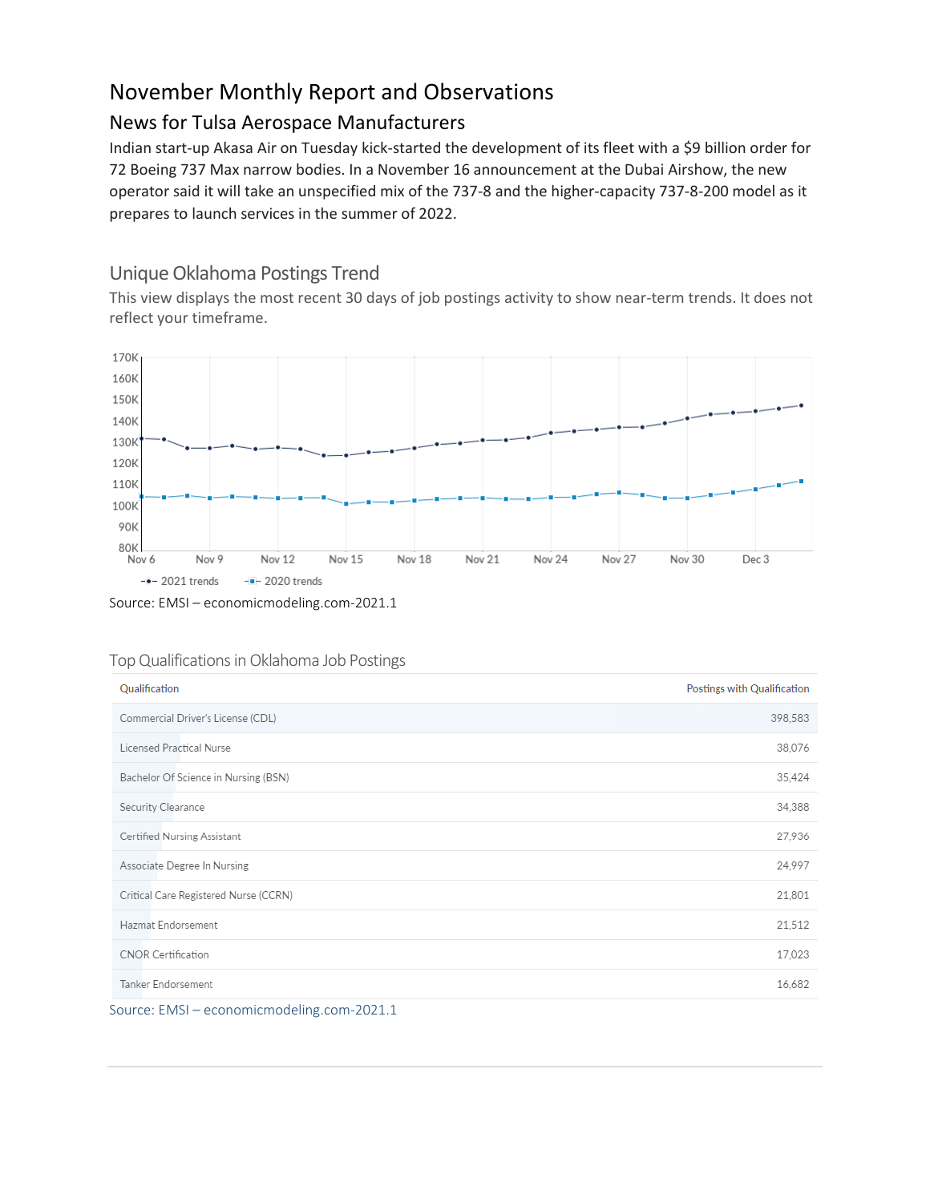# November Monthly Report and Observations

## News for Tulsa Aerospace Manufacturers

Indian start-up Akasa Air on Tuesday kick-started the development of its fleet with a $9 billion order for 72 Boeing 737 Max narrow bodies. In a November 16 announcement at the Dubai Airshow, the new operator said it will take an unspecified mix of the 737-8 and the higher-capacity 737-8-200 model as it prepares to launch services in the summer of 2022.

### Unique Oklahoma Postings Trend

This view displays the most recent 30 days of job postings activity to show near-term trends. It does not reflect your timeframe.

170K
160K
150K
140K
130K
120K
110K
100K
90K
80K

Nov 6 Nov 9 Nov 12 Nov 15 Nov 18 Nov 21 Nov 24 Nov 27 Nov 30 Dec 3

2021 trends
2020 trends

Source: EMSI – economicmodeling.com-2021.1

### Top Qualifications in Oklahoma Job Postings

| Qualification | Postings with Qualification |
|---|---|
| Commercial Driver's License (CDL) | 398,583 |
| Licensed Practical Nurse | 38,076 |
| Bachelor Of Science in Nursing (BSN) | 35,424 |
| Security Clearance | 34,388 |
| Certified Nursing Assistant | 27,936 |
| Associate Degree In Nursing | 24,997 |
| Critical Care Registered Nurse (CCRN) | 21,801 |
| Hazmat Endorsement | 21,512 |
| CNOR Certification | 17,023 |
| Tanker Endorsement | 16,682 |

Source: EMSI – economicmodeling.com-2021.1